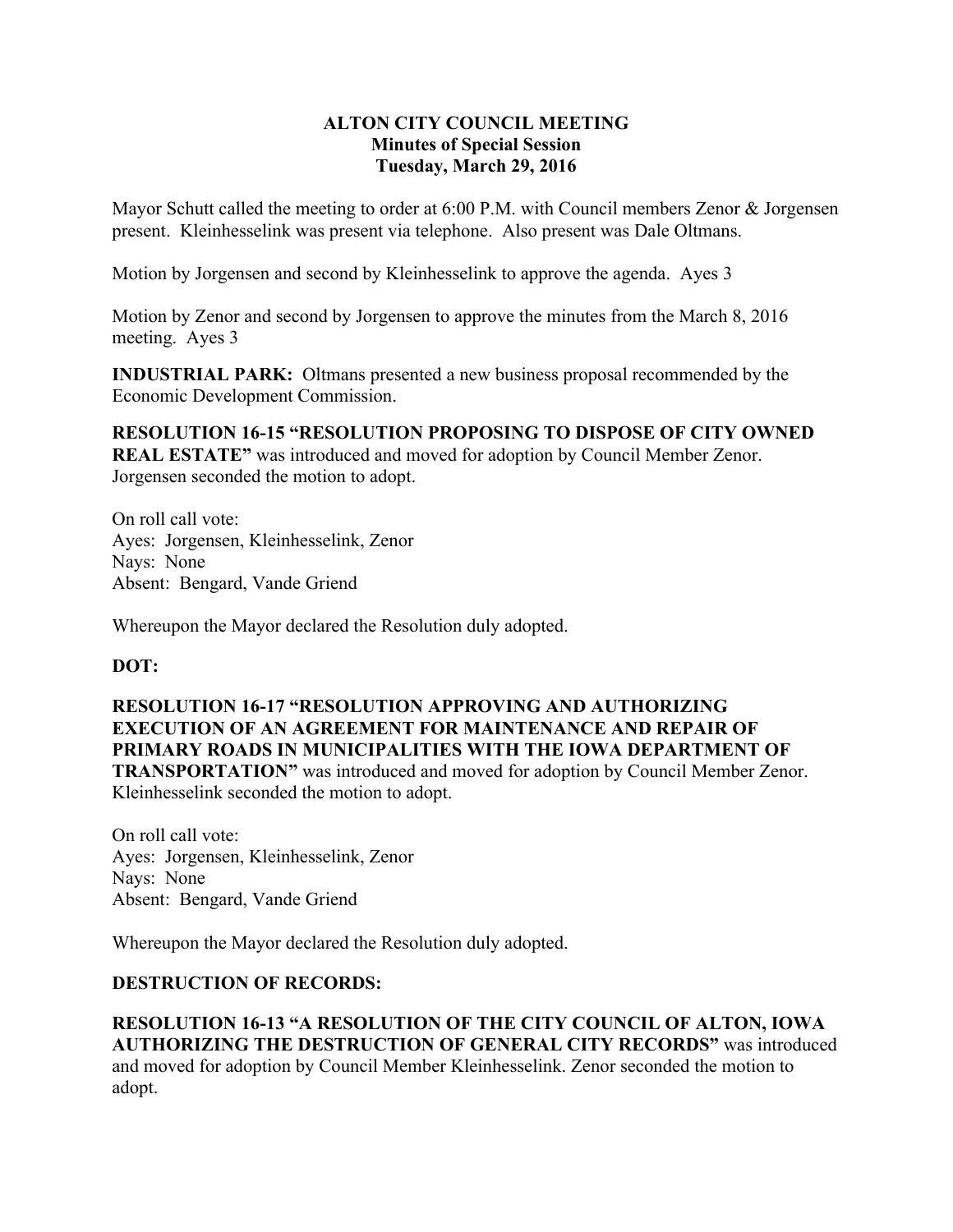**ALTON CITY COUNCIL MEETING**
**Minutes of Special Session**
**Tuesday, March 29, 2016**

Mayor Schutt called the meeting to order at 6:00 P.M. with Council members Zenor & Jorgensen present. Kleinhesselink was present via telephone. Also present was Dale Oltmans.

Motion by Jorgensen and second by Kleinhesselink to approve the agenda. Ayes 3

Motion by Zenor and second by Jorgensen to approve the minutes from the March 8, 2016 meeting. Ayes 3

**INDUSTRIAL PARK:** Oltmans presented a new business proposal recommended by the Economic Development Commission.

**RESOLUTION 16-15 "RESOLUTION PROPOSING TO DISPOSE OF CITY OWNED REAL ESTATE"** was introduced and moved for adoption by Council Member Zenor. Jorgensen seconded the motion to adopt.

On roll call vote:
Ayes: Jorgensen, Kleinhesselink, Zenor
Nays: None
Absent: Bengard, Vande Griend

Whereupon the Mayor declared the Resolution duly adopted.

**DOT:**

**RESOLUTION 16-17 "RESOLUTION APPROVING AND AUTHORIZING EXECUTION OF AN AGREEMENT FOR MAINTENANCE AND REPAIR OF PRIMARY ROADS IN MUNICIPALITIES WITH THE IOWA DEPARTMENT OF TRANSPORTATION"** was introduced and moved for adoption by Council Member Zenor. Kleinhesselink seconded the motion to adopt.

On roll call vote:
Ayes: Jorgensen, Kleinhesselink, Zenor
Nays: None
Absent: Bengard, Vande Griend

Whereupon the Mayor declared the Resolution duly adopted.

**DESTRUCTION OF RECORDS:**

**RESOLUTION 16-13 "A RESOLUTION OF THE CITY COUNCIL OF ALTON, IOWA AUTHORIZING THE DESTRUCTION OF GENERAL CITY RECORDS"** was introduced and moved for adoption by Council Member Kleinhesselink. Zenor seconded the motion to adopt.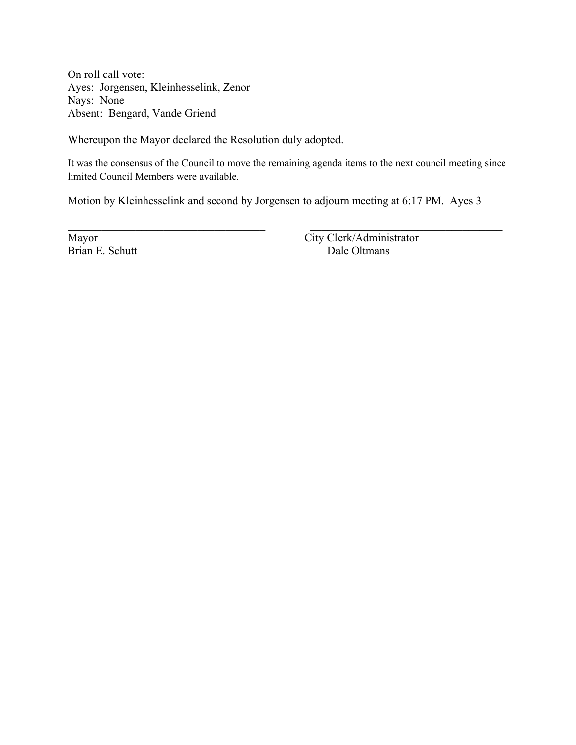On roll call vote:
Ayes: Jorgensen, Kleinhesselink, Zenor
Nays: None
Absent: Bengard, Vande Griend

Whereupon the Mayor declared the Resolution duly adopted.

It was the consensus of the Council to move the remaining agenda items to the next council meeting since limited Council Members were available.

Motion by Kleinhesselink and second by Jorgensen to adjourn meeting at 6:17 PM. Ayes 3

| | |
|---|---|
| ____________________________________ | ____________________________________ |
| Mayor | City Clerk/Administrator |
| Brian E. Schutt | Dale Oltmans |